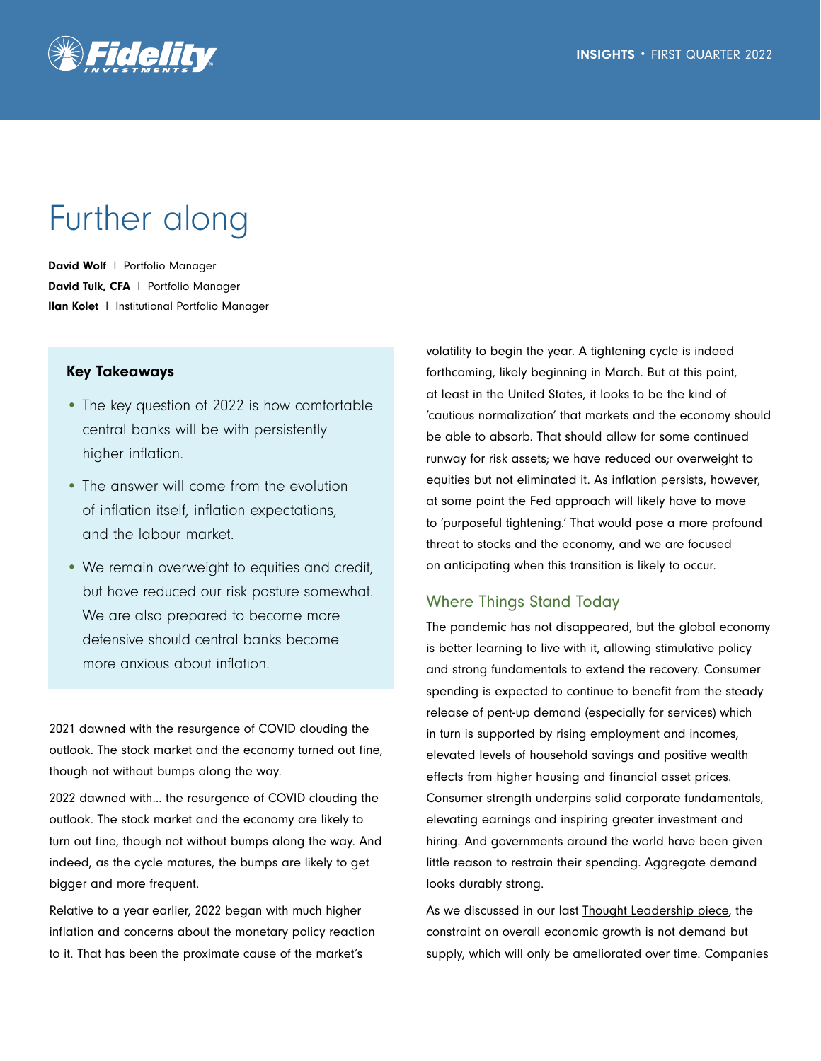# Further along

**David Wolf** | Portfolio Manager
**David Tulk, CFA** | Portfolio Manager
**Ilan Kolet** | Institutional Portfolio Manager

### Key Takeaways

- The key question of 2022 is how comfortable central banks will be with persistently higher inflation.
- The answer will come from the evolution of inflation itself, inflation expectations, and the labour market.
- We remain overweight to equities and credit, but have reduced our risk posture somewhat. We are also prepared to become more defensive should central banks become more anxious about inflation.

2021 dawned with the resurgence of COVID clouding the outlook. The stock market and the economy turned out fine, though not without bumps along the way.

2022 dawned with... the resurgence of COVID clouding the outlook. The stock market and the economy are likely to turn out fine, though not without bumps along the way. And indeed, as the cycle matures, the bumps are likely to get bigger and more frequent.

Relative to a year earlier, 2022 began with much higher inflation and concerns about the monetary policy reaction to it. That has been the proximate cause of the market's volatility to begin the year. A tightening cycle is indeed forthcoming, likely beginning in March. But at this point, at least in the United States, it looks to be the kind of 'cautious normalization' that markets and the economy should be able to absorb. That should allow for some continued runway for risk assets; we have reduced our overweight to equities but not eliminated it. As inflation persists, however, at some point the Fed approach will likely have to move to 'purposeful tightening.' That would pose a more profound threat to stocks and the economy, and we are focused on anticipating when this transition is likely to occur.

## Where Things Stand Today

The pandemic has not disappeared, but the global economy is better learning to live with it, allowing stimulative policy and strong fundamentals to extend the recovery. Consumer spending is expected to continue to benefit from the steady release of pent-up demand (especially for services) which in turn is supported by rising employment and incomes, elevated levels of household savings and positive wealth effects from higher housing and financial asset prices. Consumer strength underpins solid corporate fundamentals, elevating earnings and inspiring greater investment and hiring. And governments around the world have been given little reason to restrain their spending. Aggregate demand looks durably strong.

As we discussed in our last Thought Leadership piece, the constraint on overall economic growth is not demand but supply, which will only be ameliorated over time. Companies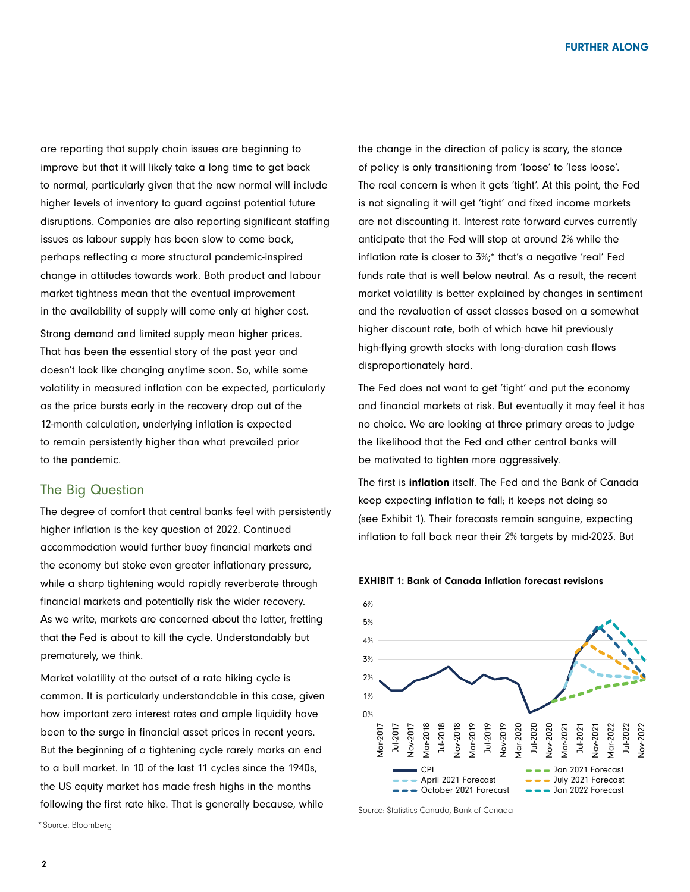are reporting that supply chain issues are beginning to improve but that it will likely take a long time to get back to normal, particularly given that the new normal will include higher levels of inventory to guard against potential future disruptions. Companies are also reporting significant staffing issues as labour supply has been slow to come back, perhaps reflecting a more structural pandemic-inspired change in attitudes towards work. Both product and labour market tightness mean that the eventual improvement in the availability of supply will come only at higher cost.

Strong demand and limited supply mean higher prices. That has been the essential story of the past year and doesn't look like changing anytime soon. So, while some volatility in measured inflation can be expected, particularly as the price bursts early in the recovery drop out of the 12-month calculation, underlying inflation is expected to remain persistently higher than what prevailed prior to the pandemic.

## The Big Question

The degree of comfort that central banks feel with persistently higher inflation is the key question of 2022. Continued accommodation would further buoy financial markets and the economy but stoke even greater inflationary pressure, while a sharp tightening would rapidly reverberate through financial markets and potentially risk the wider recovery. As we write, markets are concerned about the latter, fretting that the Fed is about to kill the cycle. Understandably but prematurely, we think.

Market volatility at the outset of a rate hiking cycle is common. It is particularly understandable in this case, given how important zero interest rates and ample liquidity have been to the surge in financial asset prices in recent years. But the beginning of a tightening cycle rarely marks an end to a bull market. In 10 of the last 11 cycles since the 1940s, the US equity market has made fresh highs in the months following the first rate hike. That is generally because, while the change in the direction of policy is scary, the stance of policy is only transitioning from 'loose' to 'less loose'. The real concern is when it gets 'tight'. At this point, the Fed is not signaling it will get 'tight' and fixed income markets are not discounting it. Interest rate forward curves currently anticipate that the Fed will stop at around 2% while the inflation rate is closer to 3%;* that's a negative 'real' Fed funds rate that is well below neutral. As a result, the recent market volatility is better explained by changes in sentiment and the revaluation of asset classes based on a somewhat higher discount rate, both of which have hit previously high-flying growth stocks with long-duration cash flows disproportionately hard.

The Fed does not want to get 'tight' and put the economy and financial markets at risk. But eventually it may feel it has no choice. We are looking at three primary areas to judge the likelihood that the Fed and other central banks will be motivated to tighten more aggressively.

The first is **inflation** itself. The Fed and the Bank of Canada keep expecting inflation to fall; it keeps not doing so (see Exhibit 1). Their forecasts remain sanguine, expecting inflation to fall back near their 2% targets by mid-2023. But

**EXHIBIT 1: Bank of Canada inflation forecast revisions**

Source: Statistics Canada, Bank of Canada

* Source: Bloomberg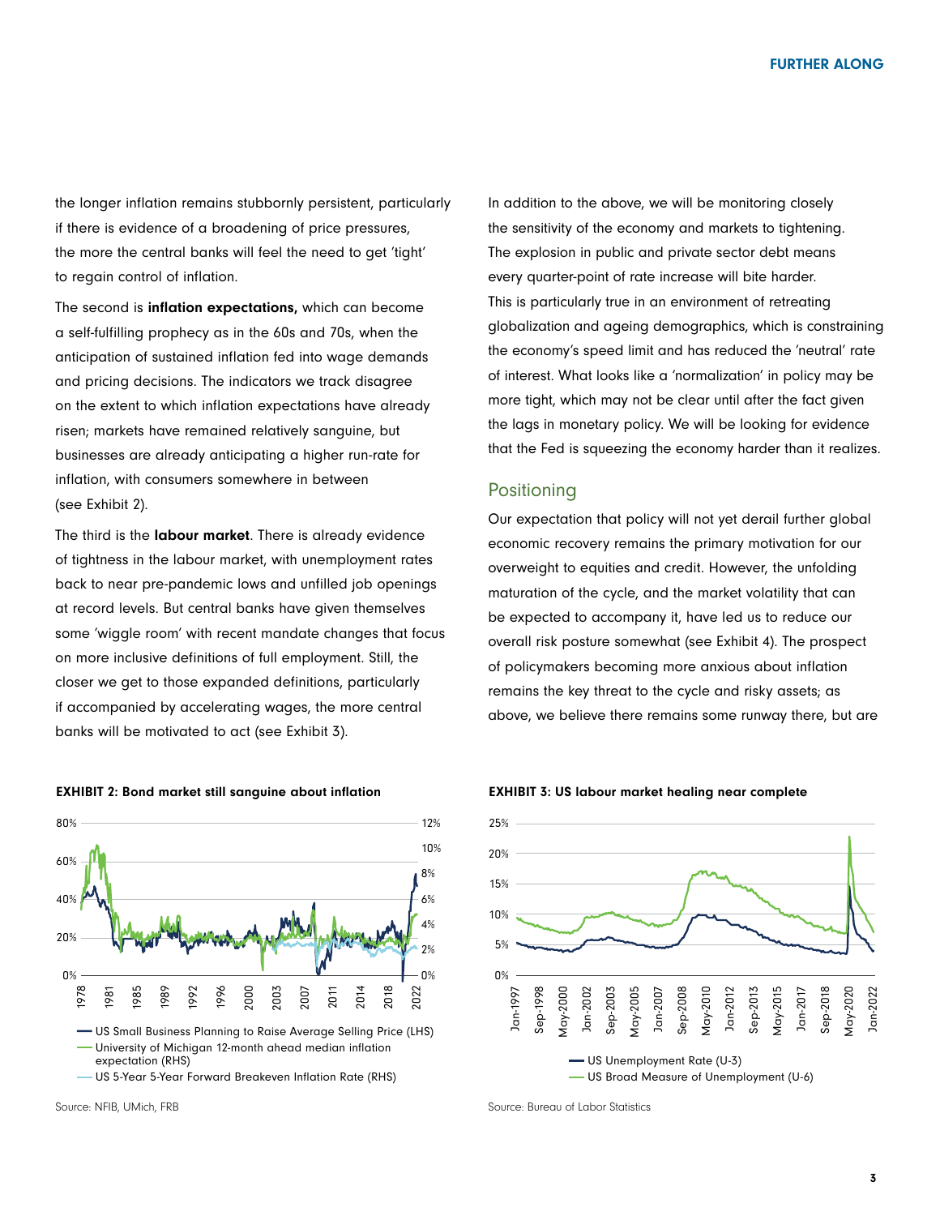the longer inflation remains stubbornly persistent, particularly if there is evidence of a broadening of price pressures, the more the central banks will feel the need to get 'tight' to regain control of inflation.

The second is **inflation expectations,** which can become a self-fulfilling prophecy as in the 60s and 70s, when the anticipation of sustained inflation fed into wage demands and pricing decisions. The indicators we track disagree on the extent to which inflation expectations have already risen; markets have remained relatively sanguine, but businesses are already anticipating a higher run-rate for inflation, with consumers somewhere in between (see Exhibit 2).

The third is the **labour market**. There is already evidence of tightness in the labour market, with unemployment rates back to near pre-pandemic lows and unfilled job openings at record levels. But central banks have given themselves some 'wiggle room' with recent mandate changes that focus on more inclusive definitions of full employment. Still, the closer we get to those expanded definitions, particularly if accompanied by accelerating wages, the more central banks will be motivated to act (see Exhibit 3).

In addition to the above, we will be monitoring closely the sensitivity of the economy and markets to tightening. The explosion in public and private sector debt means every quarter-point of rate increase will bite harder. This is particularly true in an environment of retreating globalization and ageing demographics, which is constraining the economy's speed limit and has reduced the 'neutral' rate of interest. What looks like a 'normalization' in policy may be more tight, which may not be clear until after the fact given the lags in monetary policy. We will be looking for evidence that the Fed is squeezing the economy harder than it realizes.

## Positioning

Our expectation that policy will not yet derail further global economic recovery remains the primary motivation for our overweight to equities and credit. However, the unfolding maturation of the cycle, and the market volatility that can be expected to accompany it, have led us to reduce our overall risk posture somewhat (see Exhibit 4). The prospect of policymakers becoming more anxious about inflation remains the key threat to the cycle and risky assets; as above, we believe there remains some runway there, but are

**EXHIBIT 2: Bond market still sanguine about inflation**

Source: NFIB, UMich, FRB

**EXHIBIT 3: US labour market healing near complete**

Source: Bureau of Labor Statistics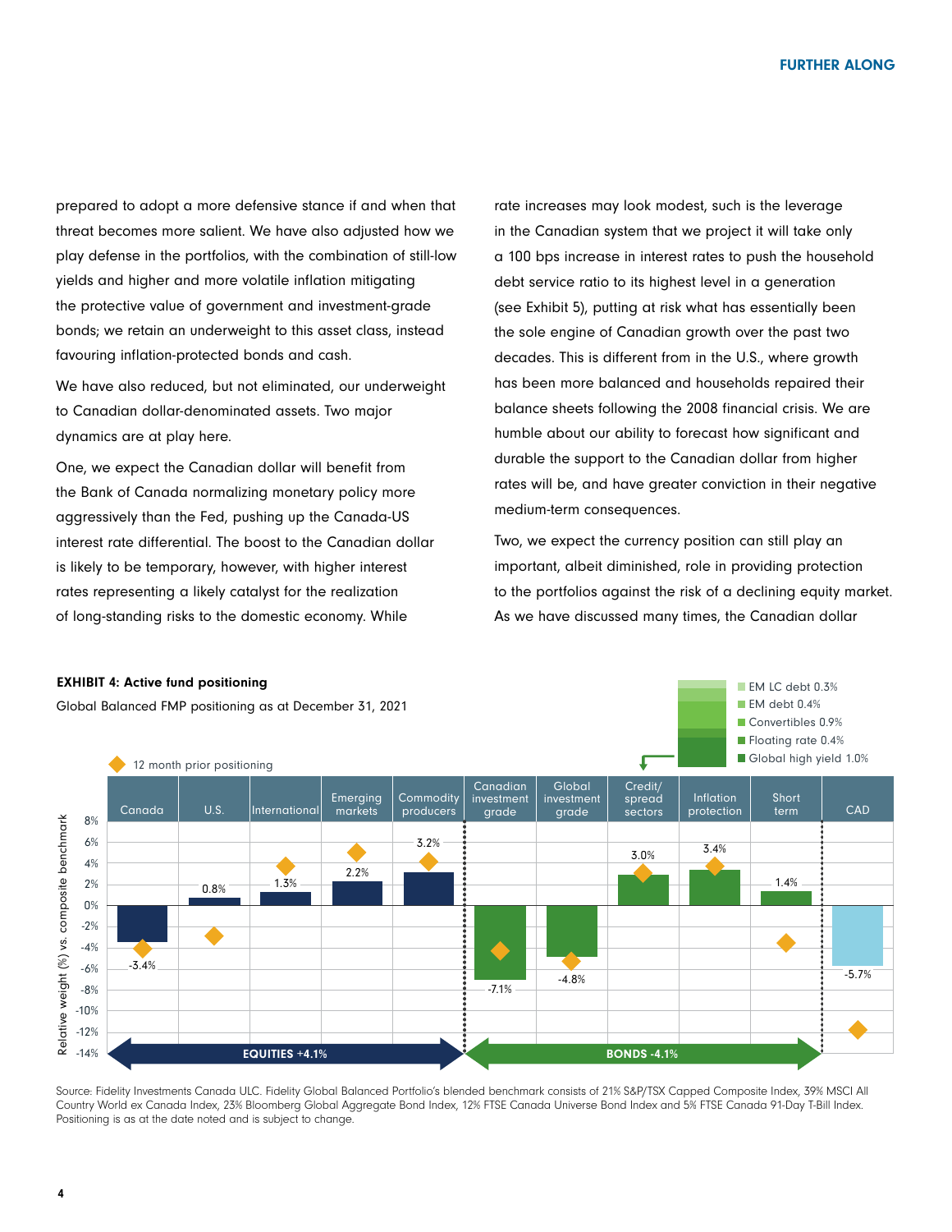prepared to adopt a more defensive stance if and when that threat becomes more salient. We have also adjusted how we play defense in the portfolios, with the combination of still-low yields and higher and more volatile inflation mitigating the protective value of government and investment-grade bonds; we retain an underweight to this asset class, instead favouring inflation-protected bonds and cash.

We have also reduced, but not eliminated, our underweight to Canadian dollar-denominated assets. Two major dynamics are at play here.

One, we expect the Canadian dollar will benefit from the Bank of Canada normalizing monetary policy more aggressively than the Fed, pushing up the Canada-US interest rate differential. The boost to the Canadian dollar is likely to be temporary, however, with higher interest rates representing a likely catalyst for the realization of long-standing risks to the domestic economy. While rate increases may look modest, such is the leverage in the Canadian system that we project it will take only a 100 bps increase in interest rates to push the household debt service ratio to its highest level in a generation (see Exhibit 5), putting at risk what has essentially been the sole engine of Canadian growth over the past two decades. This is different from in the U.S., where growth has been more balanced and households repaired their balance sheets following the 2008 financial crisis. We are humble about our ability to forecast how significant and durable the support to the Canadian dollar from higher rates will be, and have greater conviction in their negative medium-term consequences.

Two, we expect the currency position can still play an important, albeit diminished, role in providing protection to the portfolios against the risk of a declining equity market. As we have discussed many times, the Canadian dollar

**EXHIBIT 4: Active fund positioning**

Global Balanced FMP positioning as at December 31, 2021

Relative weight (%) vs. composite benchmark

| | Canada | U.S. | International | Emerging markets | Commodity producers | Canadian investment grade | Global investment grade | Credit/ spread sectors | Inflation protection | Short term | CAD |
|---|---|---|---|---|---|---|---|---|---|---|---|
| Current positioning | -3.4% | 0.8% | 1.3% | 2.2% | 3.2% | -7.1% | -4.8% | 3.0% | 3.4% | 1.4% | -5.7% |

EQUITIES +4.1% | BONDS -4.1%

◆ 12 month prior positioning

Credit/spread sectors breakdown: EM LC debt 0.3%; EM debt 0.4%; Convertibles 0.9%; Floating rate 0.4%; Global high yield 1.0%

Source: Fidelity Investments Canada ULC. Fidelity Global Balanced Portfolio's blended benchmark consists of 21% S&P/TSX Capped Composite Index, 39% MSCI All Country World ex Canada Index, 23% Bloomberg Global Aggregate Bond Index, 12% FTSE Canada Universe Bond Index and 5% FTSE Canada 91-Day T-Bill Index. Positioning is as at the date noted and is subject to change.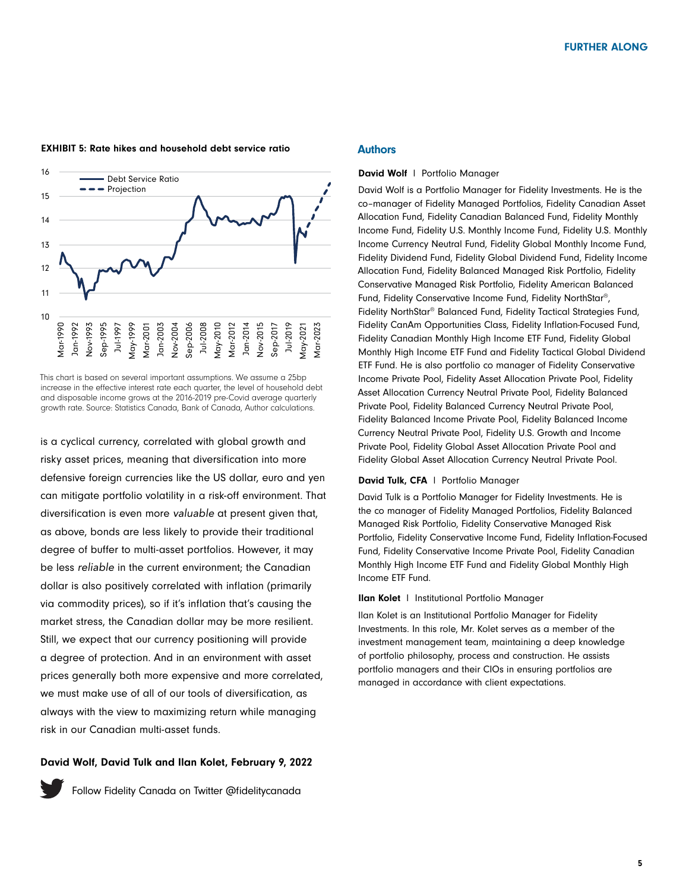**EXHIBIT 5: Rate hikes and household debt service ratio**

This chart is based on several important assumptions. We assume a 25bp increase in the effective interest rate each quarter, the level of household debt and disposable income grows at the 2016-2019 pre-Covid average quarterly growth rate. Source: Statistics Canada, Bank of Canada, Author calculations.

is a cyclical currency, correlated with global growth and risky asset prices, meaning that diversification into more defensive foreign currencies like the US dollar, euro and yen can mitigate portfolio volatility in a risk-off environment. That diversification is even more *valuable* at present given that, as above, bonds are less likely to provide their traditional degree of buffer to multi-asset portfolios. However, it may be less *reliable* in the current environment; the Canadian dollar is also positively correlated with inflation (primarily via commodity prices), so if it's inflation that's causing the market stress, the Canadian dollar may be more resilient. Still, we expect that our currency positioning will provide a degree of protection. And in an environment with asset prices generally both more expensive and more correlated, we must make use of all of our tools of diversification, as always with the view to maximizing return while managing risk in our Canadian multi-asset funds.

**David Wolf, David Tulk and Ilan Kolet, February 9, 2022**

Follow Fidelity Canada on Twitter @fidelitycanada

## Authors

**David Wolf** | Portfolio Manager

David Wolf is a Portfolio Manager for Fidelity Investments. He is the co-manager of Fidelity Managed Portfolios, Fidelity Canadian Asset Allocation Fund, Fidelity Canadian Balanced Fund, Fidelity Monthly Income Fund, Fidelity U.S. Monthly Income Fund, Fidelity U.S. Monthly Income Currency Neutral Fund, Fidelity Global Monthly Income Fund, Fidelity Dividend Fund, Fidelity Global Dividend Fund, Fidelity Income Allocation Fund, Fidelity Balanced Managed Risk Portfolio, Fidelity Conservative Managed Risk Portfolio, Fidelity American Balanced Fund, Fidelity Conservative Income Fund, Fidelity NorthStar®, Fidelity NorthStar® Balanced Fund, Fidelity Tactical Strategies Fund, Fidelity CanAm Opportunities Class, Fidelity Inflation-Focused Fund, Fidelity Canadian Monthly High Income ETF Fund, Fidelity Global Monthly High Income ETF Fund and Fidelity Tactical Global Dividend ETF Fund. He is also portfolio co manager of Fidelity Conservative Income Private Pool, Fidelity Asset Allocation Private Pool, Fidelity Asset Allocation Currency Neutral Private Pool, Fidelity Balanced Private Pool, Fidelity Balanced Currency Neutral Private Pool, Fidelity Balanced Income Private Pool, Fidelity Balanced Income Currency Neutral Private Pool, Fidelity U.S. Growth and Income Private Pool, Fidelity Global Asset Allocation Private Pool and Fidelity Global Asset Allocation Currency Neutral Private Pool.

**David Tulk, CFA** | Portfolio Manager

David Tulk is a Portfolio Manager for Fidelity Investments. He is the co manager of Fidelity Managed Portfolios, Fidelity Balanced Managed Risk Portfolio, Fidelity Conservative Managed Risk Portfolio, Fidelity Conservative Income Fund, Fidelity Inflation-Focused Fund, Fidelity Conservative Income Private Pool, Fidelity Canadian Monthly High Income ETF Fund and Fidelity Global Monthly High Income ETF Fund.

**Ilan Kolet** | Institutional Portfolio Manager

Ilan Kolet is an Institutional Portfolio Manager for Fidelity Investments. In this role, Mr. Kolet serves as a member of the investment management team, maintaining a deep knowledge of portfolio philosophy, process and construction. He assists portfolio managers and their CIOs in ensuring portfolios are managed in accordance with client expectations.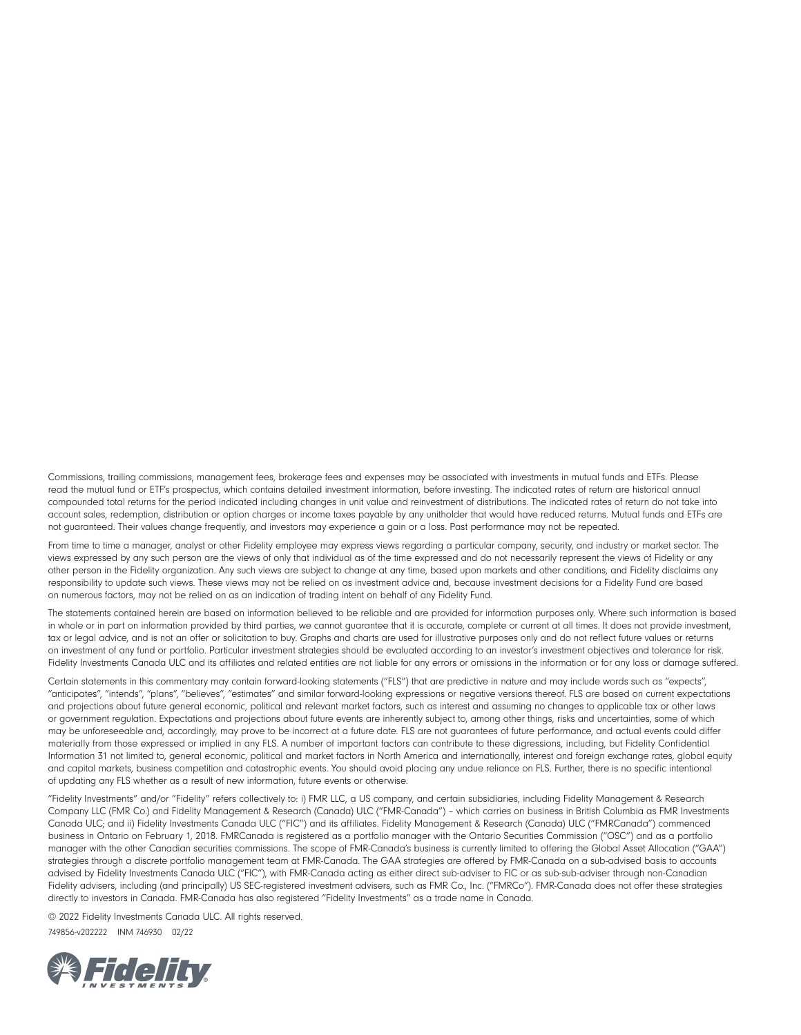Commissions, trailing commissions, management fees, brokerage fees and expenses may be associated with investments in mutual funds and ETFs. Please read the mutual fund or ETF's prospectus, which contains detailed investment information, before investing. The indicated rates of return are historical annual compounded total returns for the period indicated including changes in unit value and reinvestment of distributions. The indicated rates of return do not take into account sales, redemption, distribution or option charges or income taxes payable by any unitholder that would have reduced returns. Mutual funds and ETFs are not guaranteed. Their values change frequently, and investors may experience a gain or a loss. Past performance may not be repeated.

From time to time a manager, analyst or other Fidelity employee may express views regarding a particular company, security, and industry or market sector. The views expressed by any such person are the views of only that individual as of the time expressed and do not necessarily represent the views of Fidelity or any other person in the Fidelity organization. Any such views are subject to change at any time, based upon markets and other conditions, and Fidelity disclaims any responsibility to update such views. These views may not be relied on as investment advice and, because investment decisions for a Fidelity Fund are based on numerous factors, may not be relied on as an indication of trading intent on behalf of any Fidelity Fund.

The statements contained herein are based on information believed to be reliable and are provided for information purposes only. Where such information is based in whole or in part on information provided by third parties, we cannot guarantee that it is accurate, complete or current at all times. It does not provide investment, tax or legal advice, and is not an offer or solicitation to buy. Graphs and charts are used for illustrative purposes only and do not reflect future values or returns on investment of any fund or portfolio. Particular investment strategies should be evaluated according to an investor's investment objectives and tolerance for risk. Fidelity Investments Canada ULC and its affiliates and related entities are not liable for any errors or omissions in the information or for any loss or damage suffered.

Certain statements in this commentary may contain forward-looking statements ("FLS") that are predictive in nature and may include words such as "expects", "anticipates", "intends", "plans", "believes", "estimates" and similar forward-looking expressions or negative versions thereof. FLS are based on current expectations and projections about future general economic, political and relevant market factors, such as interest and assuming no changes to applicable tax or other laws or government regulation. Expectations and projections about future events are inherently subject to, among other things, risks and uncertainties, some of which may be unforeseeable and, accordingly, may prove to be incorrect at a future date. FLS are not guarantees of future performance, and actual events could differ materially from those expressed or implied in any FLS. A number of important factors can contribute to these digressions, including, but Fidelity Confidential Information 31 not limited to, general economic, political and market factors in North America and internationally, interest and foreign exchange rates, global equity and capital markets, business competition and catastrophic events. You should avoid placing any undue reliance on FLS. Further, there is no specific intentional of updating any FLS whether as a result of new information, future events or otherwise.

"Fidelity Investments" and/or "Fidelity" refers collectively to: i) FMR LLC, a US company, and certain subsidiaries, including Fidelity Management & Research Company LLC (FMR Co.) and Fidelity Management & Research (Canada) ULC ("FMR-Canada") – which carries on business in British Columbia as FMR Investments Canada ULC; and ii) Fidelity Investments Canada ULC ("FIC") and its affiliates. Fidelity Management & Research (Canada) ULC ("FMRCanada") commenced business in Ontario on February 1, 2018. FMRCanada is registered as a portfolio manager with the Ontario Securities Commission ("OSC") and as a portfolio manager with the other Canadian securities commissions. The scope of FMR-Canada's business is currently limited to offering the Global Asset Allocation ("GAA") strategies through a discrete portfolio management team at FMR-Canada. The GAA strategies are offered by FMR-Canada on a sub-advised basis to accounts advised by Fidelity Investments Canada ULC ("FIC"), with FMR-Canada acting as either direct sub-adviser to FIC or as sub-sub-adviser through non-Canadian Fidelity advisers, including (and principally) US SEC-registered investment advisers, such as FMR Co., Inc. ("FMRCo"). FMR-Canada does not offer these strategies directly to investors in Canada. FMR-Canada has also registered "Fidelity Investments" as a trade name in Canada.

© 2022 Fidelity Investments Canada ULC. All rights reserved.

749856-v202222 INM 746930 02/22

Fidelity INVESTMENTS